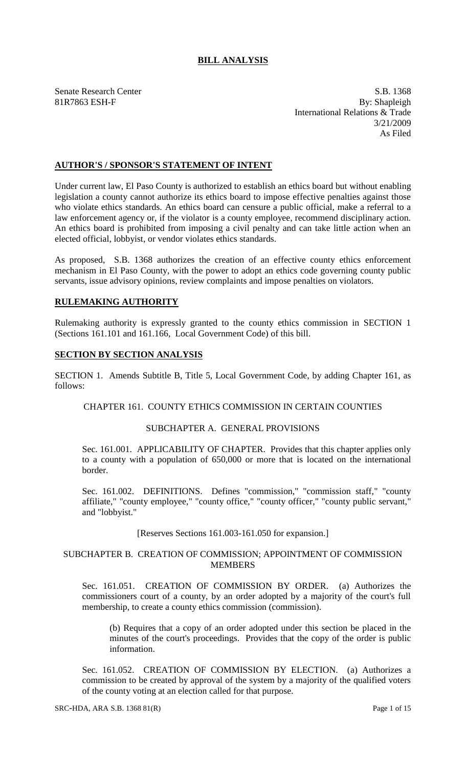# BILL ANALYSIS

Senate Research Center
81R7863 ESH-F

S.B. 1368
By: Shapleigh
International Relations & Trade
3/21/2009
As Filed

## AUTHOR'S / SPONSOR'S STATEMENT OF INTENT

Under current law, El Paso County is authorized to establish an ethics board but without enabling legislation a county cannot authorize its ethics board to impose effective penalties against those who violate ethics standards. An ethics board can censure a public official, make a referral to a law enforcement agency or, if the violator is a county employee, recommend disciplinary action. An ethics board is prohibited from imposing a civil penalty and can take little action when an elected official, lobbyist, or vendor violates ethics standards.

As proposed, S.B. 1368 authorizes the creation of an effective county ethics enforcement mechanism in El Paso County, with the power to adopt an ethics code governing county public servants, issue advisory opinions, review complaints and impose penalties on violators.

## RULEMAKING AUTHORITY

Rulemaking authority is expressly granted to the county ethics commission in SECTION 1 (Sections 161.101 and 161.166, Local Government Code) of this bill.

## SECTION BY SECTION ANALYSIS

SECTION 1. Amends Subtitle B, Title 5, Local Government Code, by adding Chapter 161, as follows:

CHAPTER 161. COUNTY ETHICS COMMISSION IN CERTAIN COUNTIES

SUBCHAPTER A. GENERAL PROVISIONS

Sec. 161.001. APPLICABILITY OF CHAPTER. Provides that this chapter applies only to a county with a population of 650,000 or more that is located on the international border.

Sec. 161.002. DEFINITIONS. Defines "commission," "commission staff," "county affiliate," "county employee," "county office," "county officer," "county public servant," and "lobbyist."

[Reserves Sections 161.003-161.050 for expansion.]

SUBCHAPTER B. CREATION OF COMMISSION; APPOINTMENT OF COMMISSION MEMBERS

Sec. 161.051. CREATION OF COMMISSION BY ORDER. (a) Authorizes the commissioners court of a county, by an order adopted by a majority of the court's full membership, to create a county ethics commission (commission).

(b) Requires that a copy of an order adopted under this section be placed in the minutes of the court's proceedings. Provides that the copy of the order is public information.

Sec. 161.052. CREATION OF COMMISSION BY ELECTION. (a) Authorizes a commission to be created by approval of the system by a majority of the qualified voters of the county voting at an election called for that purpose.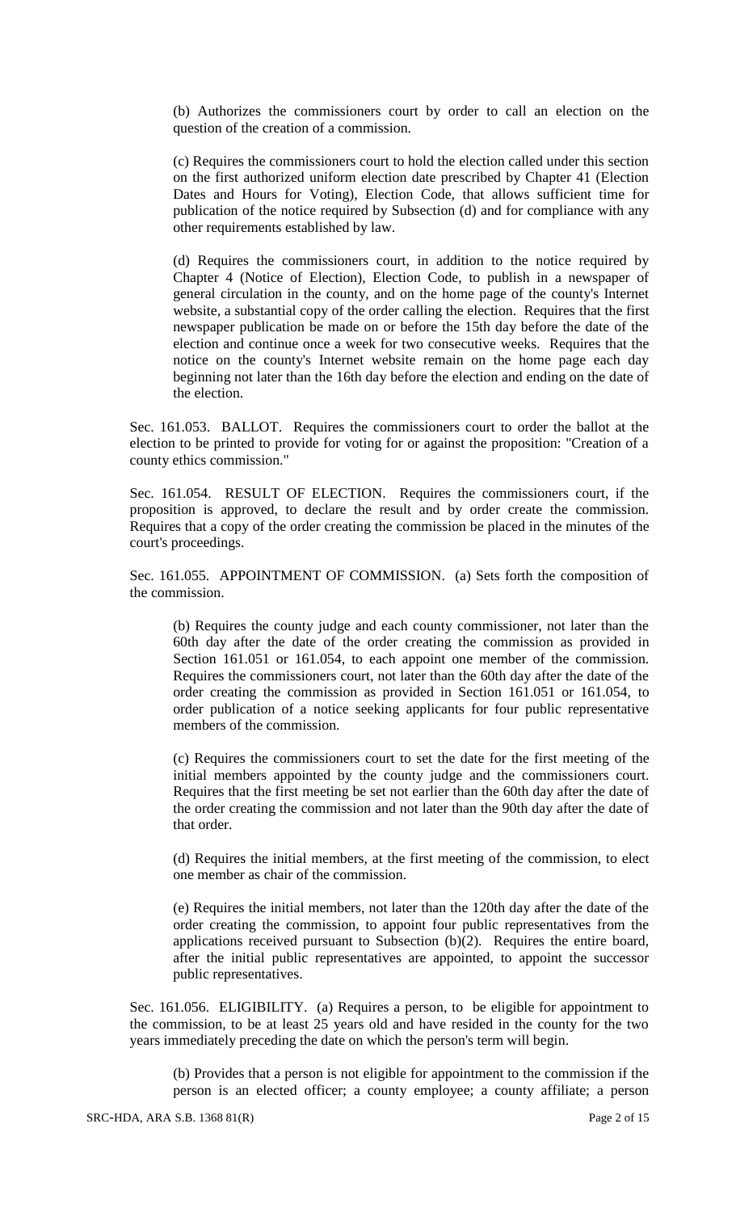(b) Authorizes the commissioners court by order to call an election on the question of the creation of a commission.

(c) Requires the commissioners court to hold the election called under this section on the first authorized uniform election date prescribed by Chapter 41 (Election Dates and Hours for Voting), Election Code, that allows sufficient time for publication of the notice required by Subsection (d) and for compliance with any other requirements established by law.

(d) Requires the commissioners court, in addition to the notice required by Chapter 4 (Notice of Election), Election Code, to publish in a newspaper of general circulation in the county, and on the home page of the county's Internet website, a substantial copy of the order calling the election. Requires that the first newspaper publication be made on or before the 15th day before the date of the election and continue once a week for two consecutive weeks. Requires that the notice on the county's Internet website remain on the home page each day beginning not later than the 16th day before the election and ending on the date of the election.

Sec. 161.053. BALLOT. Requires the commissioners court to order the ballot at the election to be printed to provide for voting for or against the proposition: "Creation of a county ethics commission."

Sec. 161.054. RESULT OF ELECTION. Requires the commissioners court, if the proposition is approved, to declare the result and by order create the commission. Requires that a copy of the order creating the commission be placed in the minutes of the court's proceedings.

Sec. 161.055. APPOINTMENT OF COMMISSION. (a) Sets forth the composition of the commission.

(b) Requires the county judge and each county commissioner, not later than the 60th day after the date of the order creating the commission as provided in Section 161.051 or 161.054, to each appoint one member of the commission. Requires the commissioners court, not later than the 60th day after the date of the order creating the commission as provided in Section 161.051 or 161.054, to order publication of a notice seeking applicants for four public representative members of the commission.

(c) Requires the commissioners court to set the date for the first meeting of the initial members appointed by the county judge and the commissioners court. Requires that the first meeting be set not earlier than the 60th day after the date of the order creating the commission and not later than the 90th day after the date of that order.

(d) Requires the initial members, at the first meeting of the commission, to elect one member as chair of the commission.

(e) Requires the initial members, not later than the 120th day after the date of the order creating the commission, to appoint four public representatives from the applications received pursuant to Subsection (b)(2). Requires the entire board, after the initial public representatives are appointed, to appoint the successor public representatives.

Sec. 161.056. ELIGIBILITY. (a) Requires a person, to be eligible for appointment to the commission, to be at least 25 years old and have resided in the county for the two years immediately preceding the date on which the person's term will begin.

(b) Provides that a person is not eligible for appointment to the commission if the person is an elected officer; a county employee; a county affiliate; a person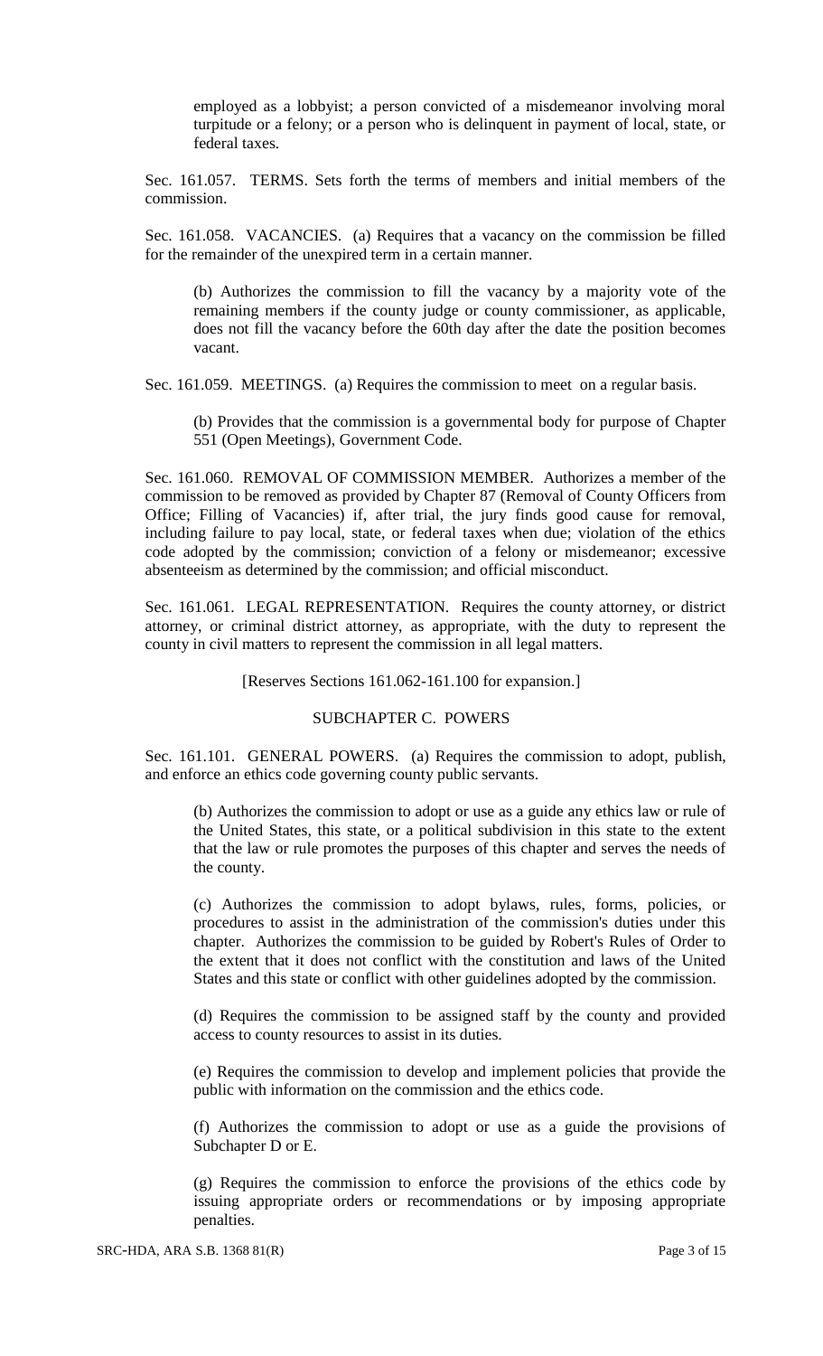employed as a lobbyist; a person convicted of a misdemeanor involving moral turpitude or a felony; or a person who is delinquent in payment of local, state, or federal taxes.

Sec. 161.057. TERMS. Sets forth the terms of members and initial members of the commission.

Sec. 161.058. VACANCIES. (a) Requires that a vacancy on the commission be filled for the remainder of the unexpired term in a certain manner.

(b) Authorizes the commission to fill the vacancy by a majority vote of the remaining members if the county judge or county commissioner, as applicable, does not fill the vacancy before the 60th day after the date the position becomes vacant.

Sec. 161.059. MEETINGS. (a) Requires the commission to meet on a regular basis.

(b) Provides that the commission is a governmental body for purpose of Chapter 551 (Open Meetings), Government Code.

Sec. 161.060. REMOVAL OF COMMISSION MEMBER. Authorizes a member of the commission to be removed as provided by Chapter 87 (Removal of County Officers from Office; Filling of Vacancies) if, after trial, the jury finds good cause for removal, including failure to pay local, state, or federal taxes when due; violation of the ethics code adopted by the commission; conviction of a felony or misdemeanor; excessive absenteeism as determined by the commission; and official misconduct.

Sec. 161.061. LEGAL REPRESENTATION. Requires the county attorney, or district attorney, or criminal district attorney, as appropriate, with the duty to represent the county in civil matters to represent the commission in all legal matters.

[Reserves Sections 161.062-161.100 for expansion.]

## SUBCHAPTER C. POWERS

Sec. 161.101. GENERAL POWERS. (a) Requires the commission to adopt, publish, and enforce an ethics code governing county public servants.

(b) Authorizes the commission to adopt or use as a guide any ethics law or rule of the United States, this state, or a political subdivision in this state to the extent that the law or rule promotes the purposes of this chapter and serves the needs of the county.

(c) Authorizes the commission to adopt bylaws, rules, forms, policies, or procedures to assist in the administration of the commission's duties under this chapter. Authorizes the commission to be guided by Robert's Rules of Order to the extent that it does not conflict with the constitution and laws of the United States and this state or conflict with other guidelines adopted by the commission.

(d) Requires the commission to be assigned staff by the county and provided access to county resources to assist in its duties.

(e) Requires the commission to develop and implement policies that provide the public with information on the commission and the ethics code.

(f) Authorizes the commission to adopt or use as a guide the provisions of Subchapter D or E.

(g) Requires the commission to enforce the provisions of the ethics code by issuing appropriate orders or recommendations or by imposing appropriate penalties.

SRC-HDA, ARA S.B. 1368 81(R)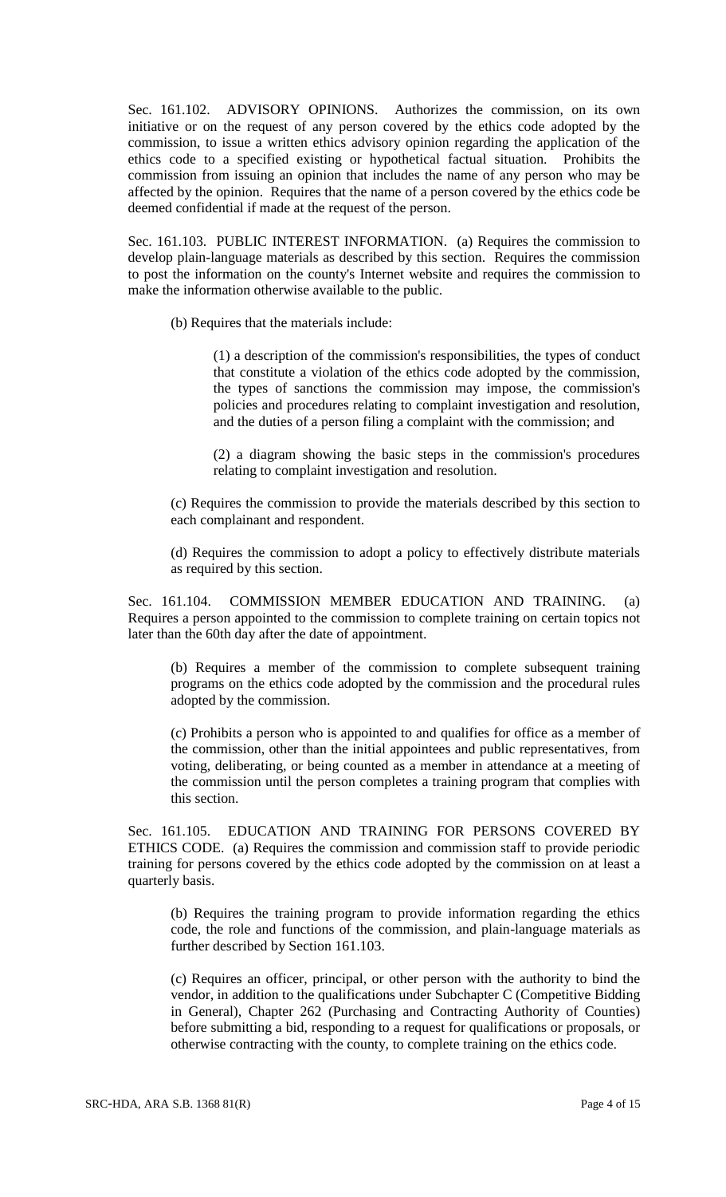Sec. 161.102. ADVISORY OPINIONS. Authorizes the commission, on its own initiative or on the request of any person covered by the ethics code adopted by the commission, to issue a written ethics advisory opinion regarding the application of the ethics code to a specified existing or hypothetical factual situation. Prohibits the commission from issuing an opinion that includes the name of any person who may be affected by the opinion. Requires that the name of a person covered by the ethics code be deemed confidential if made at the request of the person.

Sec. 161.103. PUBLIC INTEREST INFORMATION. (a) Requires the commission to develop plain-language materials as described by this section. Requires the commission to post the information on the county's Internet website and requires the commission to make the information otherwise available to the public.

(b) Requires that the materials include:

(1) a description of the commission's responsibilities, the types of conduct that constitute a violation of the ethics code adopted by the commission, the types of sanctions the commission may impose, the commission's policies and procedures relating to complaint investigation and resolution, and the duties of a person filing a complaint with the commission; and

(2) a diagram showing the basic steps in the commission's procedures relating to complaint investigation and resolution.

(c) Requires the commission to provide the materials described by this section to each complainant and respondent.

(d) Requires the commission to adopt a policy to effectively distribute materials as required by this section.

Sec. 161.104. COMMISSION MEMBER EDUCATION AND TRAINING. (a) Requires a person appointed to the commission to complete training on certain topics not later than the 60th day after the date of appointment.

(b) Requires a member of the commission to complete subsequent training programs on the ethics code adopted by the commission and the procedural rules adopted by the commission.

(c) Prohibits a person who is appointed to and qualifies for office as a member of the commission, other than the initial appointees and public representatives, from voting, deliberating, or being counted as a member in attendance at a meeting of the commission until the person completes a training program that complies with this section.

Sec. 161.105. EDUCATION AND TRAINING FOR PERSONS COVERED BY ETHICS CODE. (a) Requires the commission and commission staff to provide periodic training for persons covered by the ethics code adopted by the commission on at least a quarterly basis.

(b) Requires the training program to provide information regarding the ethics code, the role and functions of the commission, and plain-language materials as further described by Section 161.103.

(c) Requires an officer, principal, or other person with the authority to bind the vendor, in addition to the qualifications under Subchapter C (Competitive Bidding in General), Chapter 262 (Purchasing and Contracting Authority of Counties) before submitting a bid, responding to a request for qualifications or proposals, or otherwise contracting with the county, to complete training on the ethics code.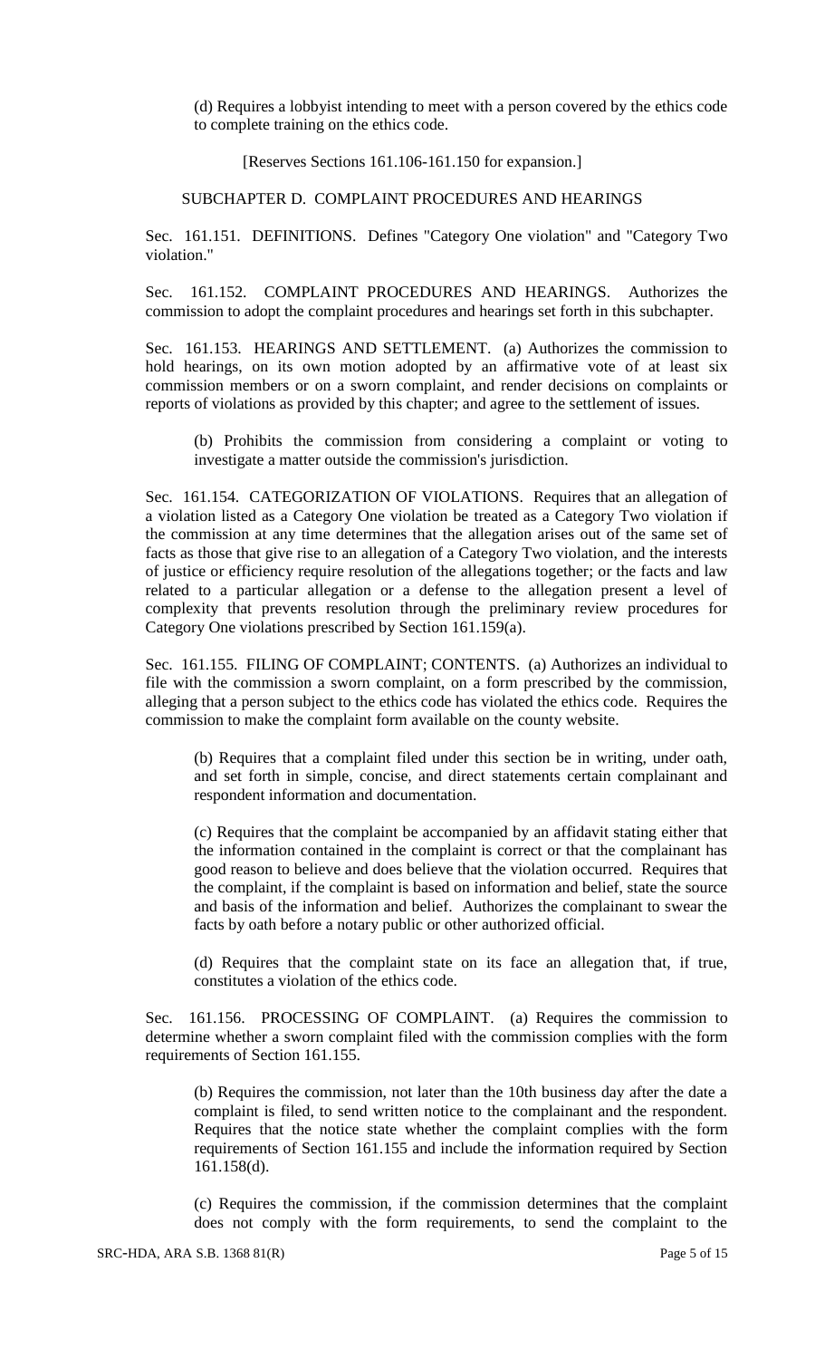(d) Requires a lobbyist intending to meet with a person covered by the ethics code to complete training on the ethics code.

[Reserves Sections 161.106-161.150 for expansion.]

SUBCHAPTER D. COMPLAINT PROCEDURES AND HEARINGS

Sec. 161.151. DEFINITIONS. Defines "Category One violation" and "Category Two violation."

Sec. 161.152. COMPLAINT PROCEDURES AND HEARINGS. Authorizes the commission to adopt the complaint procedures and hearings set forth in this subchapter.

Sec. 161.153. HEARINGS AND SETTLEMENT. (a) Authorizes the commission to hold hearings, on its own motion adopted by an affirmative vote of at least six commission members or on a sworn complaint, and render decisions on complaints or reports of violations as provided by this chapter; and agree to the settlement of issues.

(b) Prohibits the commission from considering a complaint or voting to investigate a matter outside the commission's jurisdiction.

Sec. 161.154. CATEGORIZATION OF VIOLATIONS. Requires that an allegation of a violation listed as a Category One violation be treated as a Category Two violation if the commission at any time determines that the allegation arises out of the same set of facts as those that give rise to an allegation of a Category Two violation, and the interests of justice or efficiency require resolution of the allegations together; or the facts and law related to a particular allegation or a defense to the allegation present a level of complexity that prevents resolution through the preliminary review procedures for Category One violations prescribed by Section 161.159(a).

Sec. 161.155. FILING OF COMPLAINT; CONTENTS. (a) Authorizes an individual to file with the commission a sworn complaint, on a form prescribed by the commission, alleging that a person subject to the ethics code has violated the ethics code. Requires the commission to make the complaint form available on the county website.

(b) Requires that a complaint filed under this section be in writing, under oath, and set forth in simple, concise, and direct statements certain complainant and respondent information and documentation.

(c) Requires that the complaint be accompanied by an affidavit stating either that the information contained in the complaint is correct or that the complainant has good reason to believe and does believe that the violation occurred. Requires that the complaint, if the complaint is based on information and belief, state the source and basis of the information and belief. Authorizes the complainant to swear the facts by oath before a notary public or other authorized official.

(d) Requires that the complaint state on its face an allegation that, if true, constitutes a violation of the ethics code.

Sec. 161.156. PROCESSING OF COMPLAINT. (a) Requires the commission to determine whether a sworn complaint filed with the commission complies with the form requirements of Section 161.155.

(b) Requires the commission, not later than the 10th business day after the date a complaint is filed, to send written notice to the complainant and the respondent. Requires that the notice state whether the complaint complies with the form requirements of Section 161.155 and include the information required by Section 161.158(d).

(c) Requires the commission, if the commission determines that the complaint does not comply with the form requirements, to send the complaint to the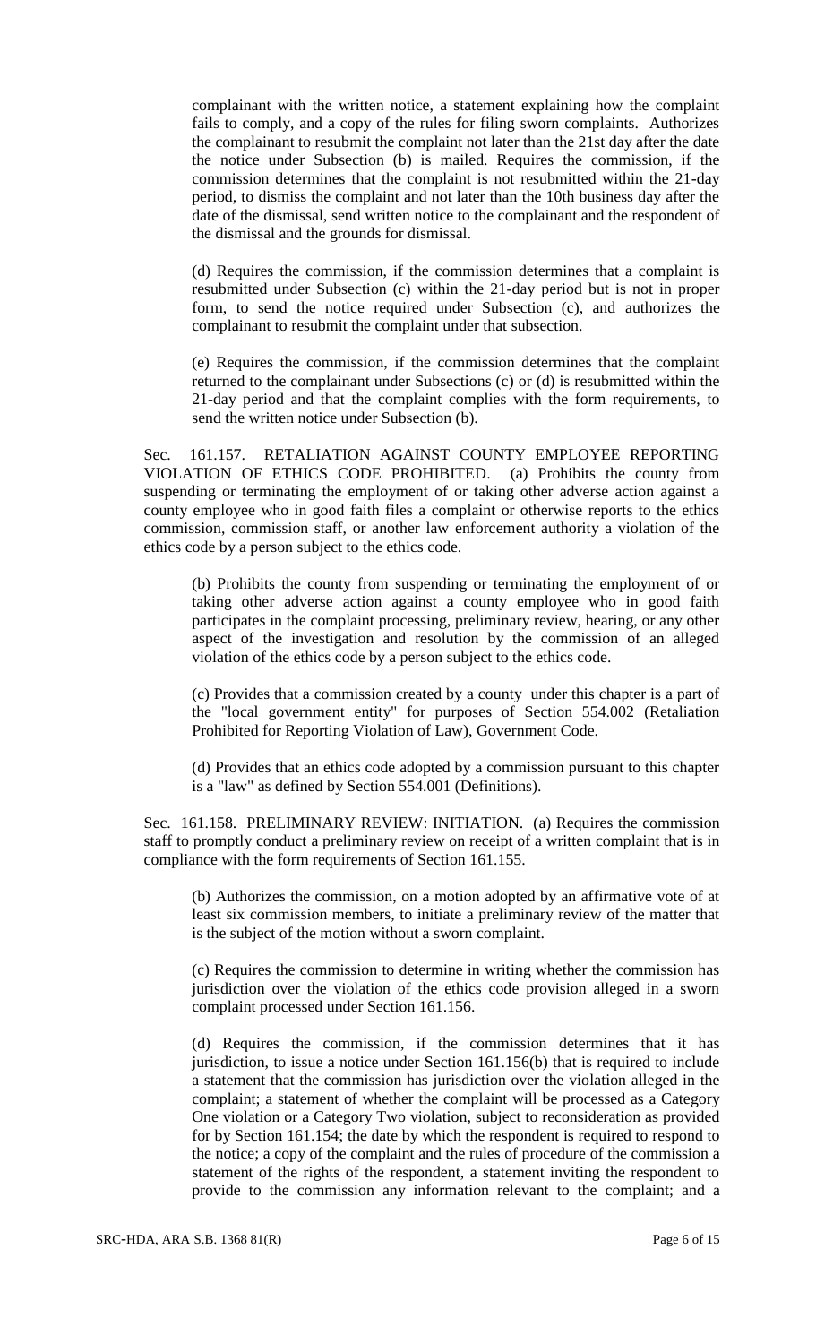complainant with the written notice, a statement explaining how the complaint fails to comply, and a copy of the rules for filing sworn complaints. Authorizes the complainant to resubmit the complaint not later than the 21st day after the date the notice under Subsection (b) is mailed. Requires the commission, if the commission determines that the complaint is not resubmitted within the 21-day period, to dismiss the complaint and not later than the 10th business day after the date of the dismissal, send written notice to the complainant and the respondent of the dismissal and the grounds for dismissal.

(d) Requires the commission, if the commission determines that a complaint is resubmitted under Subsection (c) within the 21-day period but is not in proper form, to send the notice required under Subsection (c), and authorizes the complainant to resubmit the complaint under that subsection.

(e) Requires the commission, if the commission determines that the complaint returned to the complainant under Subsections (c) or (d) is resubmitted within the 21-day period and that the complaint complies with the form requirements, to send the written notice under Subsection (b).

Sec. 161.157. RETALIATION AGAINST COUNTY EMPLOYEE REPORTING VIOLATION OF ETHICS CODE PROHIBITED. (a) Prohibits the county from suspending or terminating the employment of or taking other adverse action against a county employee who in good faith files a complaint or otherwise reports to the ethics commission, commission staff, or another law enforcement authority a violation of the ethics code by a person subject to the ethics code.

(b) Prohibits the county from suspending or terminating the employment of or taking other adverse action against a county employee who in good faith participates in the complaint processing, preliminary review, hearing, or any other aspect of the investigation and resolution by the commission of an alleged violation of the ethics code by a person subject to the ethics code.

(c) Provides that a commission created by a county under this chapter is a part of the "local government entity" for purposes of Section 554.002 (Retaliation Prohibited for Reporting Violation of Law), Government Code.

(d) Provides that an ethics code adopted by a commission pursuant to this chapter is a "law" as defined by Section 554.001 (Definitions).

Sec. 161.158. PRELIMINARY REVIEW: INITIATION. (a) Requires the commission staff to promptly conduct a preliminary review on receipt of a written complaint that is in compliance with the form requirements of Section 161.155.

(b) Authorizes the commission, on a motion adopted by an affirmative vote of at least six commission members, to initiate a preliminary review of the matter that is the subject of the motion without a sworn complaint.

(c) Requires the commission to determine in writing whether the commission has jurisdiction over the violation of the ethics code provision alleged in a sworn complaint processed under Section 161.156.

(d) Requires the commission, if the commission determines that it has jurisdiction, to issue a notice under Section 161.156(b) that is required to include a statement that the commission has jurisdiction over the violation alleged in the complaint; a statement of whether the complaint will be processed as a Category One violation or a Category Two violation, subject to reconsideration as provided for by Section 161.154; the date by which the respondent is required to respond to the notice; a copy of the complaint and the rules of procedure of the commission a statement of the rights of the respondent, a statement inviting the respondent to provide to the commission any information relevant to the complaint; and a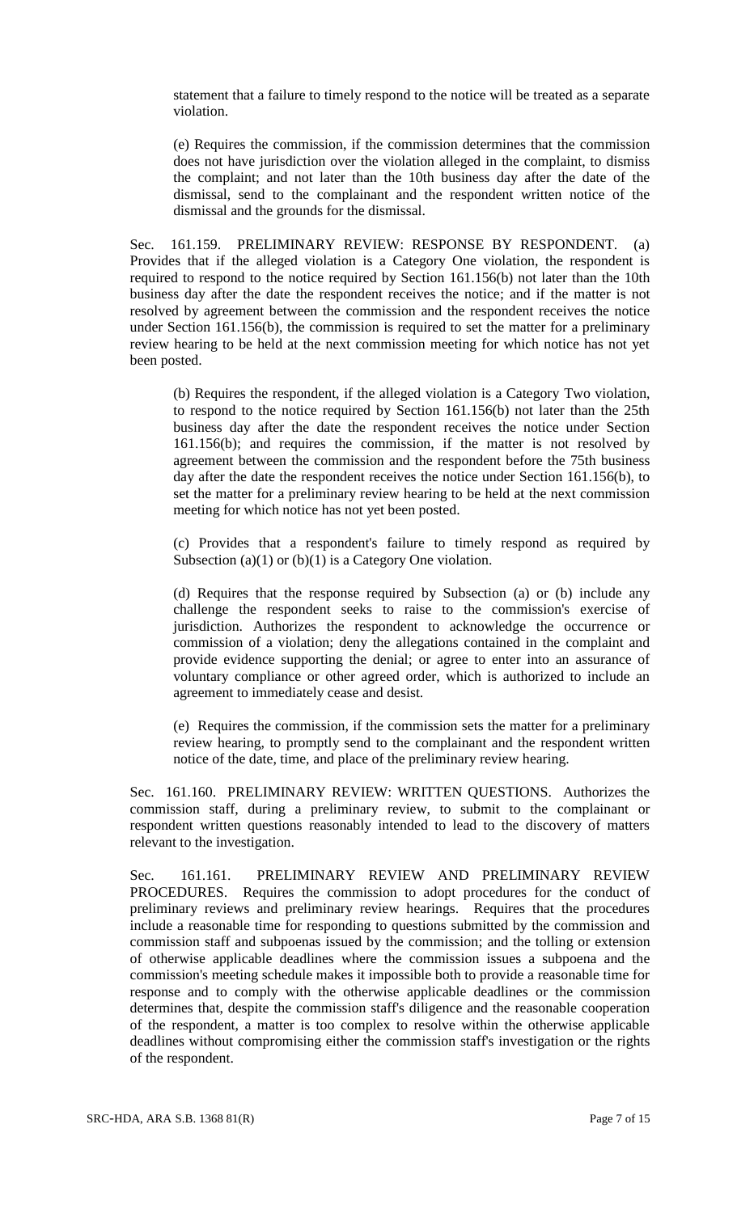statement that a failure to timely respond to the notice will be treated as a separate violation.

(e) Requires the commission, if the commission determines that the commission does not have jurisdiction over the violation alleged in the complaint, to dismiss the complaint; and not later than the 10th business day after the date of the dismissal, send to the complainant and the respondent written notice of the dismissal and the grounds for the dismissal.

Sec. 161.159. PRELIMINARY REVIEW: RESPONSE BY RESPONDENT. (a) Provides that if the alleged violation is a Category One violation, the respondent is required to respond to the notice required by Section 161.156(b) not later than the 10th business day after the date the respondent receives the notice; and if the matter is not resolved by agreement between the commission and the respondent receives the notice under Section 161.156(b), the commission is required to set the matter for a preliminary review hearing to be held at the next commission meeting for which notice has not yet been posted.

(b) Requires the respondent, if the alleged violation is a Category Two violation, to respond to the notice required by Section 161.156(b) not later than the 25th business day after the date the respondent receives the notice under Section 161.156(b); and requires the commission, if the matter is not resolved by agreement between the commission and the respondent before the 75th business day after the date the respondent receives the notice under Section 161.156(b), to set the matter for a preliminary review hearing to be held at the next commission meeting for which notice has not yet been posted.

(c) Provides that a respondent's failure to timely respond as required by Subsection (a)(1) or (b)(1) is a Category One violation.

(d) Requires that the response required by Subsection (a) or (b) include any challenge the respondent seeks to raise to the commission's exercise of jurisdiction. Authorizes the respondent to acknowledge the occurrence or commission of a violation; deny the allegations contained in the complaint and provide evidence supporting the denial; or agree to enter into an assurance of voluntary compliance or other agreed order, which is authorized to include an agreement to immediately cease and desist.

(e) Requires the commission, if the commission sets the matter for a preliminary review hearing, to promptly send to the complainant and the respondent written notice of the date, time, and place of the preliminary review hearing.

Sec. 161.160. PRELIMINARY REVIEW: WRITTEN QUESTIONS. Authorizes the commission staff, during a preliminary review, to submit to the complainant or respondent written questions reasonably intended to lead to the discovery of matters relevant to the investigation.

Sec. 161.161. PRELIMINARY REVIEW AND PRELIMINARY REVIEW PROCEDURES. Requires the commission to adopt procedures for the conduct of preliminary reviews and preliminary review hearings. Requires that the procedures include a reasonable time for responding to questions submitted by the commission and commission staff and subpoenas issued by the commission; and the tolling or extension of otherwise applicable deadlines where the commission issues a subpoena and the commission's meeting schedule makes it impossible both to provide a reasonable time for response and to comply with the otherwise applicable deadlines or the commission determines that, despite the commission staff's diligence and the reasonable cooperation of the respondent, a matter is too complex to resolve within the otherwise applicable deadlines without compromising either the commission staff's investigation or the rights of the respondent.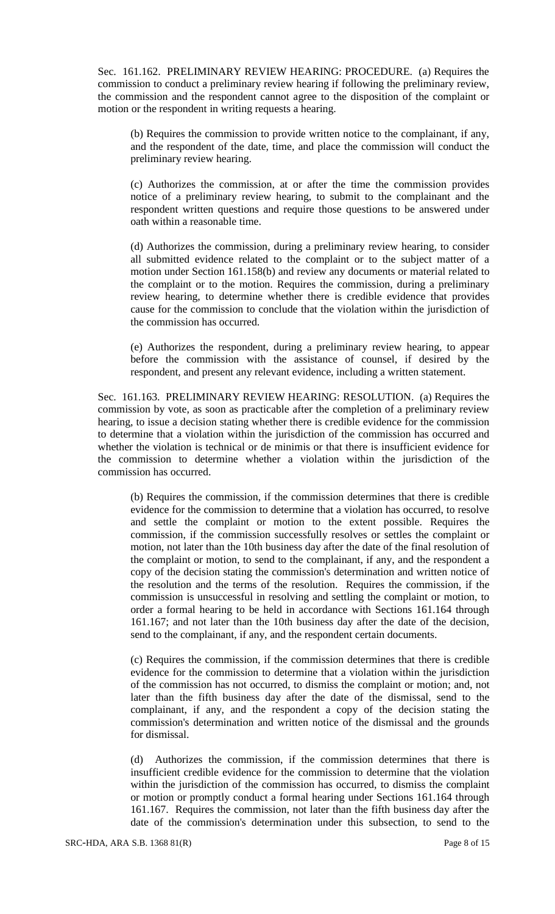Sec. 161.162. PRELIMINARY REVIEW HEARING: PROCEDURE. (a) Requires the commission to conduct a preliminary review hearing if following the preliminary review, the commission and the respondent cannot agree to the disposition of the complaint or motion or the respondent in writing requests a hearing.

(b) Requires the commission to provide written notice to the complainant, if any, and the respondent of the date, time, and place the commission will conduct the preliminary review hearing.

(c) Authorizes the commission, at or after the time the commission provides notice of a preliminary review hearing, to submit to the complainant and the respondent written questions and require those questions to be answered under oath within a reasonable time.

(d) Authorizes the commission, during a preliminary review hearing, to consider all submitted evidence related to the complaint or to the subject matter of a motion under Section 161.158(b) and review any documents or material related to the complaint or to the motion. Requires the commission, during a preliminary review hearing, to determine whether there is credible evidence that provides cause for the commission to conclude that the violation within the jurisdiction of the commission has occurred.

(e) Authorizes the respondent, during a preliminary review hearing, to appear before the commission with the assistance of counsel, if desired by the respondent, and present any relevant evidence, including a written statement.

Sec. 161.163. PRELIMINARY REVIEW HEARING: RESOLUTION. (a) Requires the commission by vote, as soon as practicable after the completion of a preliminary review hearing, to issue a decision stating whether there is credible evidence for the commission to determine that a violation within the jurisdiction of the commission has occurred and whether the violation is technical or de minimis or that there is insufficient evidence for the commission to determine whether a violation within the jurisdiction of the commission has occurred.

(b) Requires the commission, if the commission determines that there is credible evidence for the commission to determine that a violation has occurred, to resolve and settle the complaint or motion to the extent possible. Requires the commission, if the commission successfully resolves or settles the complaint or motion, not later than the 10th business day after the date of the final resolution of the complaint or motion, to send to the complainant, if any, and the respondent a copy of the decision stating the commission's determination and written notice of the resolution and the terms of the resolution. Requires the commission, if the commission is unsuccessful in resolving and settling the complaint or motion, to order a formal hearing to be held in accordance with Sections 161.164 through 161.167; and not later than the 10th business day after the date of the decision, send to the complainant, if any, and the respondent certain documents.

(c) Requires the commission, if the commission determines that there is credible evidence for the commission to determine that a violation within the jurisdiction of the commission has not occurred, to dismiss the complaint or motion; and, not later than the fifth business day after the date of the dismissal, send to the complainant, if any, and the respondent a copy of the decision stating the commission's determination and written notice of the dismissal and the grounds for dismissal.

(d) Authorizes the commission, if the commission determines that there is insufficient credible evidence for the commission to determine that the violation within the jurisdiction of the commission has occurred, to dismiss the complaint or motion or promptly conduct a formal hearing under Sections 161.164 through 161.167. Requires the commission, not later than the fifth business day after the date of the commission's determination under this subsection, to send to the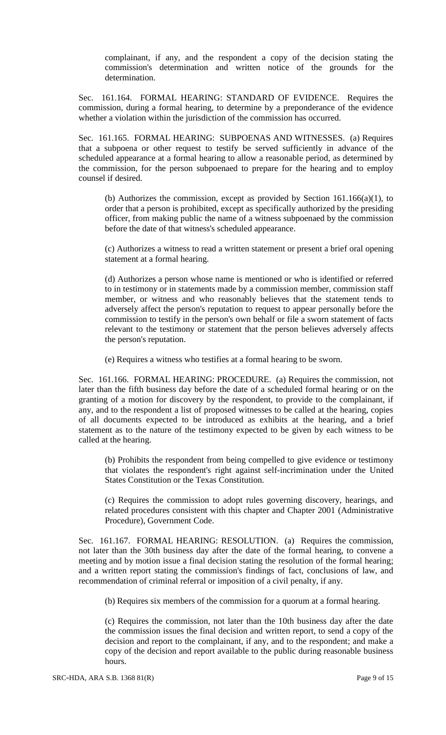complainant, if any, and the respondent a copy of the decision stating the commission's determination and written notice of the grounds for the determination.

Sec. 161.164. FORMAL HEARING: STANDARD OF EVIDENCE. Requires the commission, during a formal hearing, to determine by a preponderance of the evidence whether a violation within the jurisdiction of the commission has occurred.

Sec. 161.165. FORMAL HEARING: SUBPOENAS AND WITNESSES. (a) Requires that a subpoena or other request to testify be served sufficiently in advance of the scheduled appearance at a formal hearing to allow a reasonable period, as determined by the commission, for the person subpoenaed to prepare for the hearing and to employ counsel if desired.

(b) Authorizes the commission, except as provided by Section 161.166(a)(1), to order that a person is prohibited, except as specifically authorized by the presiding officer, from making public the name of a witness subpoenaed by the commission before the date of that witness's scheduled appearance.

(c) Authorizes a witness to read a written statement or present a brief oral opening statement at a formal hearing.

(d) Authorizes a person whose name is mentioned or who is identified or referred to in testimony or in statements made by a commission member, commission staff member, or witness and who reasonably believes that the statement tends to adversely affect the person's reputation to request to appear personally before the commission to testify in the person's own behalf or file a sworn statement of facts relevant to the testimony or statement that the person believes adversely affects the person's reputation.

(e) Requires a witness who testifies at a formal hearing to be sworn.

Sec. 161.166. FORMAL HEARING: PROCEDURE. (a) Requires the commission, not later than the fifth business day before the date of a scheduled formal hearing or on the granting of a motion for discovery by the respondent, to provide to the complainant, if any, and to the respondent a list of proposed witnesses to be called at the hearing, copies of all documents expected to be introduced as exhibits at the hearing, and a brief statement as to the nature of the testimony expected to be given by each witness to be called at the hearing.

(b) Prohibits the respondent from being compelled to give evidence or testimony that violates the respondent's right against self-incrimination under the United States Constitution or the Texas Constitution.

(c) Requires the commission to adopt rules governing discovery, hearings, and related procedures consistent with this chapter and Chapter 2001 (Administrative Procedure), Government Code.

Sec. 161.167. FORMAL HEARING: RESOLUTION. (a) Requires the commission, not later than the 30th business day after the date of the formal hearing, to convene a meeting and by motion issue a final decision stating the resolution of the formal hearing; and a written report stating the commission's findings of fact, conclusions of law, and recommendation of criminal referral or imposition of a civil penalty, if any.

(b) Requires six members of the commission for a quorum at a formal hearing.

(c) Requires the commission, not later than the 10th business day after the date the commission issues the final decision and written report, to send a copy of the decision and report to the complainant, if any, and to the respondent; and make a copy of the decision and report available to the public during reasonable business hours.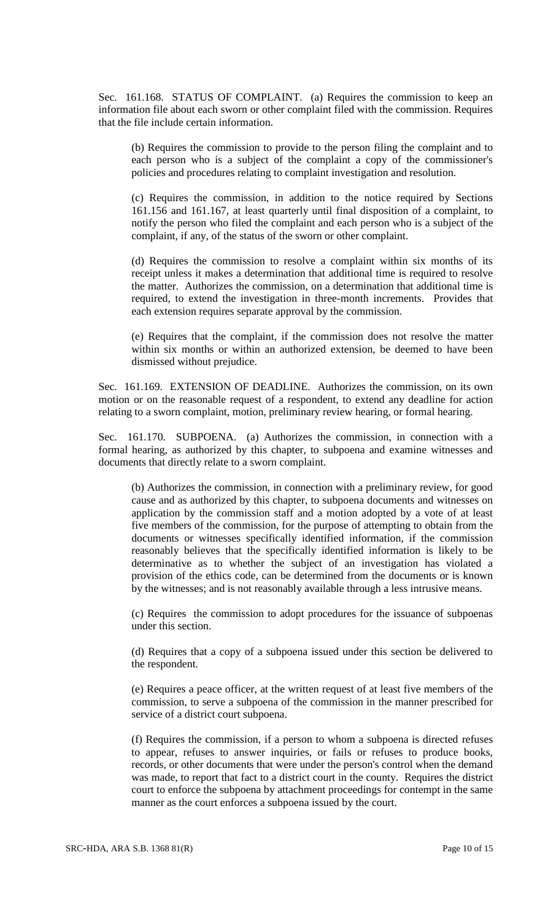Sec. 161.168. STATUS OF COMPLAINT. (a) Requires the commission to keep an information file about each sworn or other complaint filed with the commission. Requires that the file include certain information.

(b) Requires the commission to provide to the person filing the complaint and to each person who is a subject of the complaint a copy of the commissioner's policies and procedures relating to complaint investigation and resolution.

(c) Requires the commission, in addition to the notice required by Sections 161.156 and 161.167, at least quarterly until final disposition of a complaint, to notify the person who filed the complaint and each person who is a subject of the complaint, if any, of the status of the sworn or other complaint.

(d) Requires the commission to resolve a complaint within six months of its receipt unless it makes a determination that additional time is required to resolve the matter. Authorizes the commission, on a determination that additional time is required, to extend the investigation in three-month increments. Provides that each extension requires separate approval by the commission.

(e) Requires that the complaint, if the commission does not resolve the matter within six months or within an authorized extension, be deemed to have been dismissed without prejudice.

Sec. 161.169. EXTENSION OF DEADLINE. Authorizes the commission, on its own motion or on the reasonable request of a respondent, to extend any deadline for action relating to a sworn complaint, motion, preliminary review hearing, or formal hearing.

Sec. 161.170. SUBPOENA. (a) Authorizes the commission, in connection with a formal hearing, as authorized by this chapter, to subpoena and examine witnesses and documents that directly relate to a sworn complaint.

(b) Authorizes the commission, in connection with a preliminary review, for good cause and as authorized by this chapter, to subpoena documents and witnesses on application by the commission staff and a motion adopted by a vote of at least five members of the commission, for the purpose of attempting to obtain from the documents or witnesses specifically identified information, if the commission reasonably believes that the specifically identified information is likely to be determinative as to whether the subject of an investigation has violated a provision of the ethics code, can be determined from the documents or is known by the witnesses; and is not reasonably available through a less intrusive means.

(c) Requires the commission to adopt procedures for the issuance of subpoenas under this section.

(d) Requires that a copy of a subpoena issued under this section be delivered to the respondent.

(e) Requires a peace officer, at the written request of at least five members of the commission, to serve a subpoena of the commission in the manner prescribed for service of a district court subpoena.

(f) Requires the commission, if a person to whom a subpoena is directed refuses to appear, refuses to answer inquiries, or fails or refuses to produce books, records, or other documents that were under the person's control when the demand was made, to report that fact to a district court in the county. Requires the district court to enforce the subpoena by attachment proceedings for contempt in the same manner as the court enforces a subpoena issued by the court.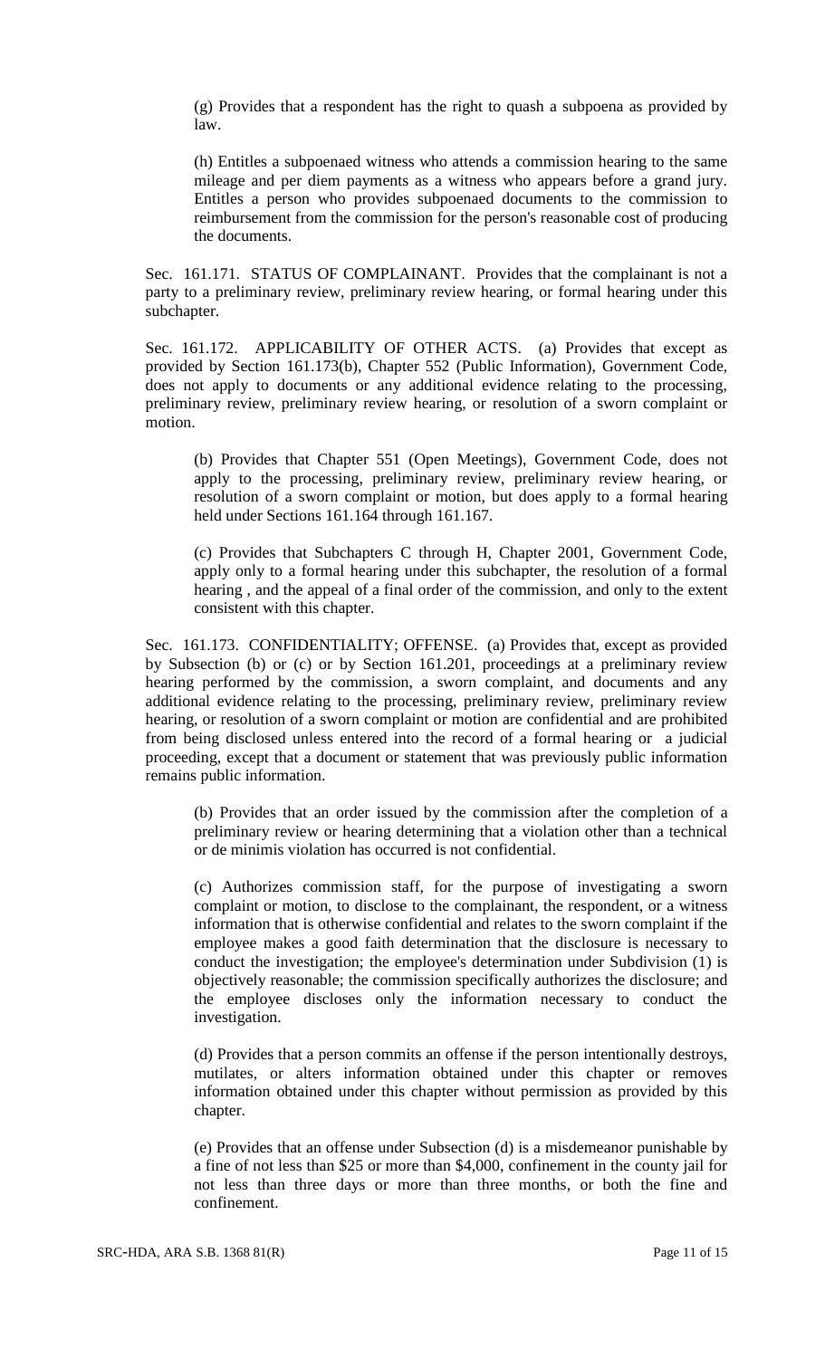(g) Provides that a respondent has the right to quash a subpoena as provided by law.

(h) Entitles a subpoenaed witness who attends a commission hearing to the same mileage and per diem payments as a witness who appears before a grand jury. Entitles a person who provides subpoenaed documents to the commission to reimbursement from the commission for the person's reasonable cost of producing the documents.

Sec. 161.171. STATUS OF COMPLAINANT. Provides that the complainant is not a party to a preliminary review, preliminary review hearing, or formal hearing under this subchapter.

Sec. 161.172. APPLICABILITY OF OTHER ACTS. (a) Provides that except as provided by Section 161.173(b), Chapter 552 (Public Information), Government Code, does not apply to documents or any additional evidence relating to the processing, preliminary review, preliminary review hearing, or resolution of a sworn complaint or motion.

(b) Provides that Chapter 551 (Open Meetings), Government Code, does not apply to the processing, preliminary review, preliminary review hearing, or resolution of a sworn complaint or motion, but does apply to a formal hearing held under Sections 161.164 through 161.167.

(c) Provides that Subchapters C through H, Chapter 2001, Government Code, apply only to a formal hearing under this subchapter, the resolution of a formal hearing , and the appeal of a final order of the commission, and only to the extent consistent with this chapter.

Sec. 161.173. CONFIDENTIALITY; OFFENSE. (a) Provides that, except as provided by Subsection (b) or (c) or by Section 161.201, proceedings at a preliminary review hearing performed by the commission, a sworn complaint, and documents and any additional evidence relating to the processing, preliminary review, preliminary review hearing, or resolution of a sworn complaint or motion are confidential and are prohibited from being disclosed unless entered into the record of a formal hearing or a judicial proceeding, except that a document or statement that was previously public information remains public information.

(b) Provides that an order issued by the commission after the completion of a preliminary review or hearing determining that a violation other than a technical or de minimis violation has occurred is not confidential.

(c) Authorizes commission staff, for the purpose of investigating a sworn complaint or motion, to disclose to the complainant, the respondent, or a witness information that is otherwise confidential and relates to the sworn complaint if the employee makes a good faith determination that the disclosure is necessary to conduct the investigation; the employee's determination under Subdivision (1) is objectively reasonable; the commission specifically authorizes the disclosure; and the employee discloses only the information necessary to conduct the investigation.

(d) Provides that a person commits an offense if the person intentionally destroys, mutilates, or alters information obtained under this chapter or removes information obtained under this chapter without permission as provided by this chapter.

(e) Provides that an offense under Subsection (d) is a misdemeanor punishable by a fine of not less than $25 or more than $4,000, confinement in the county jail for not less than three days or more than three months, or both the fine and confinement.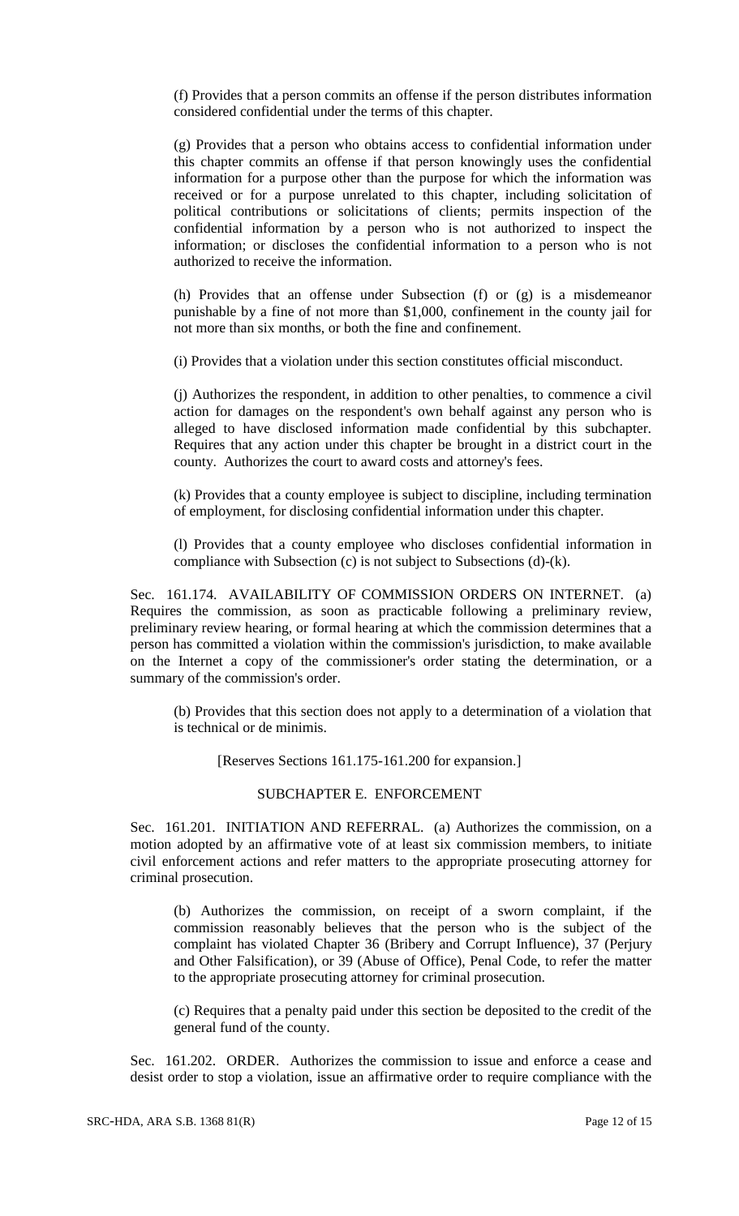(f) Provides that a person commits an offense if the person distributes information considered confidential under the terms of this chapter.

(g) Provides that a person who obtains access to confidential information under this chapter commits an offense if that person knowingly uses the confidential information for a purpose other than the purpose for which the information was received or for a purpose unrelated to this chapter, including solicitation of political contributions or solicitations of clients; permits inspection of the confidential information by a person who is not authorized to inspect the information; or discloses the confidential information to a person who is not authorized to receive the information.

(h) Provides that an offense under Subsection (f) or (g) is a misdemeanor punishable by a fine of not more than $1,000, confinement in the county jail for not more than six months, or both the fine and confinement.

(i) Provides that a violation under this section constitutes official misconduct.

(j) Authorizes the respondent, in addition to other penalties, to commence a civil action for damages on the respondent's own behalf against any person who is alleged to have disclosed information made confidential by this subchapter. Requires that any action under this chapter be brought in a district court in the county. Authorizes the court to award costs and attorney's fees.

(k) Provides that a county employee is subject to discipline, including termination of employment, for disclosing confidential information under this chapter.

(l) Provides that a county employee who discloses confidential information in compliance with Subsection (c) is not subject to Subsections (d)-(k).

Sec. 161.174. AVAILABILITY OF COMMISSION ORDERS ON INTERNET. (a) Requires the commission, as soon as practicable following a preliminary review, preliminary review hearing, or formal hearing at which the commission determines that a person has committed a violation within the commission's jurisdiction, to make available on the Internet a copy of the commissioner's order stating the determination, or a summary of the commission's order.

(b) Provides that this section does not apply to a determination of a violation that is technical or de minimis.

[Reserves Sections 161.175-161.200 for expansion.]

## SUBCHAPTER E. ENFORCEMENT

Sec. 161.201. INITIATION AND REFERRAL. (a) Authorizes the commission, on a motion adopted by an affirmative vote of at least six commission members, to initiate civil enforcement actions and refer matters to the appropriate prosecuting attorney for criminal prosecution.

(b) Authorizes the commission, on receipt of a sworn complaint, if the commission reasonably believes that the person who is the subject of the complaint has violated Chapter 36 (Bribery and Corrupt Influence), 37 (Perjury and Other Falsification), or 39 (Abuse of Office), Penal Code, to refer the matter to the appropriate prosecuting attorney for criminal prosecution.

(c) Requires that a penalty paid under this section be deposited to the credit of the general fund of the county.

Sec. 161.202. ORDER. Authorizes the commission to issue and enforce a cease and desist order to stop a violation, issue an affirmative order to require compliance with the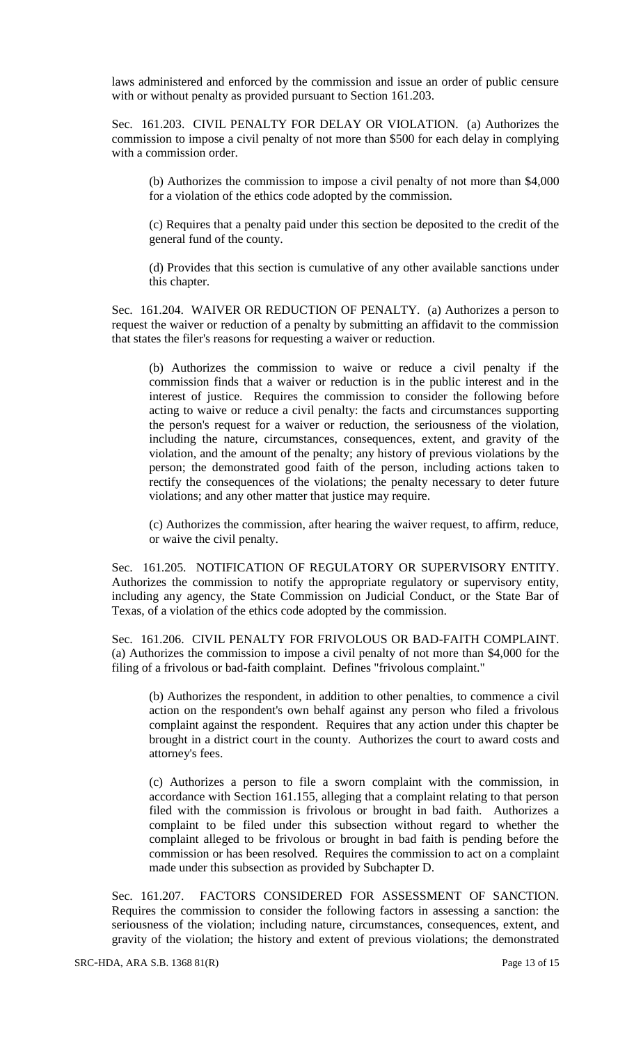laws administered and enforced by the commission and issue an order of public censure with or without penalty as provided pursuant to Section 161.203.

Sec. 161.203. CIVIL PENALTY FOR DELAY OR VIOLATION. (a) Authorizes the commission to impose a civil penalty of not more than $500 for each delay in complying with a commission order.

(b) Authorizes the commission to impose a civil penalty of not more than $4,000 for a violation of the ethics code adopted by the commission.

(c) Requires that a penalty paid under this section be deposited to the credit of the general fund of the county.

(d) Provides that this section is cumulative of any other available sanctions under this chapter.

Sec. 161.204. WAIVER OR REDUCTION OF PENALTY. (a) Authorizes a person to request the waiver or reduction of a penalty by submitting an affidavit to the commission that states the filer's reasons for requesting a waiver or reduction.

(b) Authorizes the commission to waive or reduce a civil penalty if the commission finds that a waiver or reduction is in the public interest and in the interest of justice. Requires the commission to consider the following before acting to waive or reduce a civil penalty: the facts and circumstances supporting the person's request for a waiver or reduction, the seriousness of the violation, including the nature, circumstances, consequences, extent, and gravity of the violation, and the amount of the penalty; any history of previous violations by the person; the demonstrated good faith of the person, including actions taken to rectify the consequences of the violations; the penalty necessary to deter future violations; and any other matter that justice may require.

(c) Authorizes the commission, after hearing the waiver request, to affirm, reduce, or waive the civil penalty.

Sec. 161.205. NOTIFICATION OF REGULATORY OR SUPERVISORY ENTITY. Authorizes the commission to notify the appropriate regulatory or supervisory entity, including any agency, the State Commission on Judicial Conduct, or the State Bar of Texas, of a violation of the ethics code adopted by the commission.

Sec. 161.206. CIVIL PENALTY FOR FRIVOLOUS OR BAD-FAITH COMPLAINT. (a) Authorizes the commission to impose a civil penalty of not more than $4,000 for the filing of a frivolous or bad-faith complaint. Defines "frivolous complaint."

(b) Authorizes the respondent, in addition to other penalties, to commence a civil action on the respondent's own behalf against any person who filed a frivolous complaint against the respondent. Requires that any action under this chapter be brought in a district court in the county. Authorizes the court to award costs and attorney's fees.

(c) Authorizes a person to file a sworn complaint with the commission, in accordance with Section 161.155, alleging that a complaint relating to that person filed with the commission is frivolous or brought in bad faith. Authorizes a complaint to be filed under this subsection without regard to whether the complaint alleged to be frivolous or brought in bad faith is pending before the commission or has been resolved. Requires the commission to act on a complaint made under this subsection as provided by Subchapter D.

Sec. 161.207. FACTORS CONSIDERED FOR ASSESSMENT OF SANCTION. Requires the commission to consider the following factors in assessing a sanction: the seriousness of the violation; including nature, circumstances, consequences, extent, and gravity of the violation; the history and extent of previous violations; the demonstrated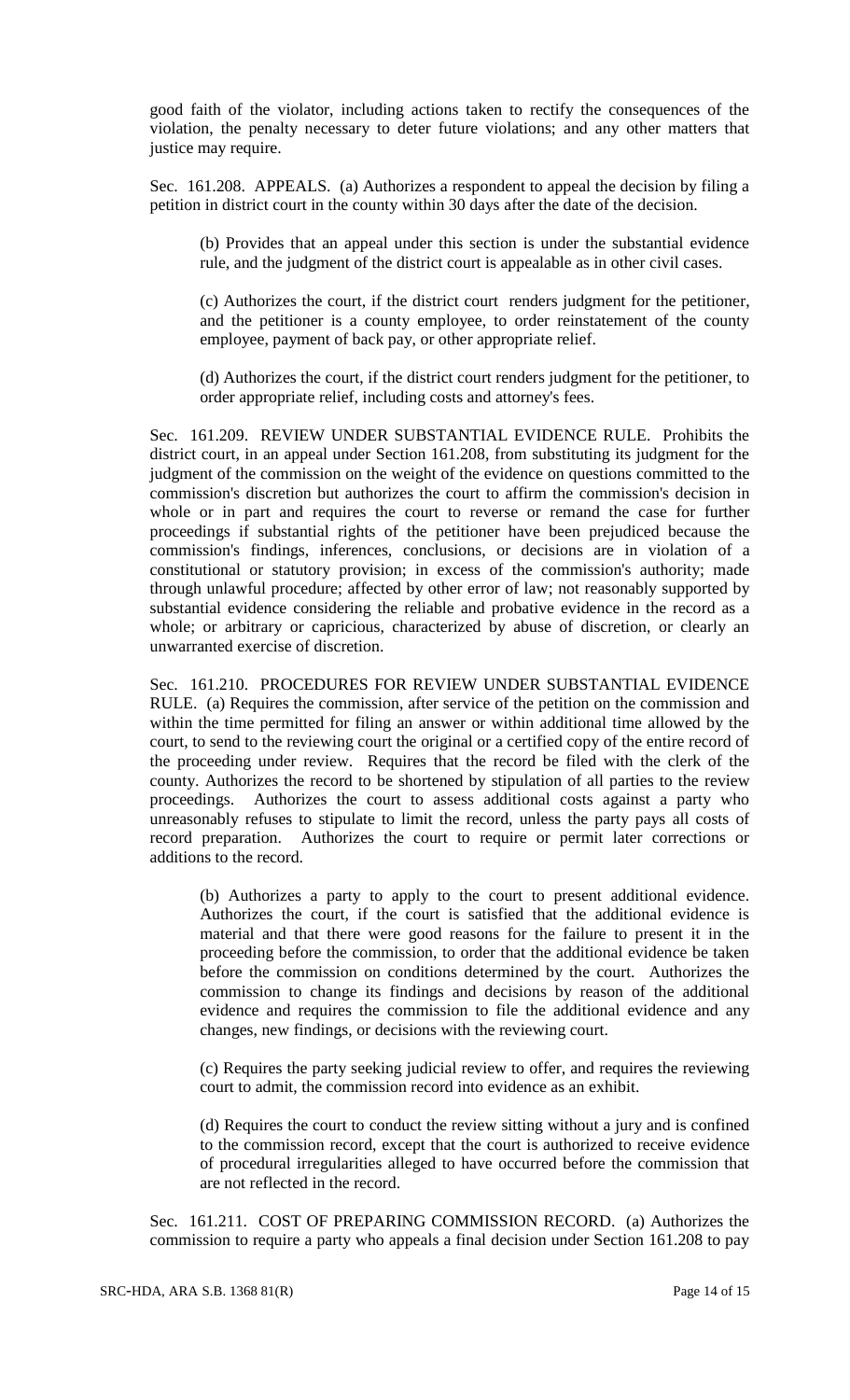good faith of the violator, including actions taken to rectify the consequences of the violation, the penalty necessary to deter future violations; and any other matters that justice may require.

Sec. 161.208. APPEALS. (a) Authorizes a respondent to appeal the decision by filing a petition in district court in the county within 30 days after the date of the decision.

(b) Provides that an appeal under this section is under the substantial evidence rule, and the judgment of the district court is appealable as in other civil cases.

(c) Authorizes the court, if the district court renders judgment for the petitioner, and the petitioner is a county employee, to order reinstatement of the county employee, payment of back pay, or other appropriate relief.

(d) Authorizes the court, if the district court renders judgment for the petitioner, to order appropriate relief, including costs and attorney's fees.

Sec. 161.209. REVIEW UNDER SUBSTANTIAL EVIDENCE RULE. Prohibits the district court, in an appeal under Section 161.208, from substituting its judgment for the judgment of the commission on the weight of the evidence on questions committed to the commission's discretion but authorizes the court to affirm the commission's decision in whole or in part and requires the court to reverse or remand the case for further proceedings if substantial rights of the petitioner have been prejudiced because the commission's findings, inferences, conclusions, or decisions are in violation of a constitutional or statutory provision; in excess of the commission's authority; made through unlawful procedure; affected by other error of law; not reasonably supported by substantial evidence considering the reliable and probative evidence in the record as a whole; or arbitrary or capricious, characterized by abuse of discretion, or clearly an unwarranted exercise of discretion.

Sec. 161.210. PROCEDURES FOR REVIEW UNDER SUBSTANTIAL EVIDENCE RULE. (a) Requires the commission, after service of the petition on the commission and within the time permitted for filing an answer or within additional time allowed by the court, to send to the reviewing court the original or a certified copy of the entire record of the proceeding under review. Requires that the record be filed with the clerk of the county. Authorizes the record to be shortened by stipulation of all parties to the review proceedings. Authorizes the court to assess additional costs against a party who unreasonably refuses to stipulate to limit the record, unless the party pays all costs of record preparation. Authorizes the court to require or permit later corrections or additions to the record.

(b) Authorizes a party to apply to the court to present additional evidence. Authorizes the court, if the court is satisfied that the additional evidence is material and that there were good reasons for the failure to present it in the proceeding before the commission, to order that the additional evidence be taken before the commission on conditions determined by the court. Authorizes the commission to change its findings and decisions by reason of the additional evidence and requires the commission to file the additional evidence and any changes, new findings, or decisions with the reviewing court.

(c) Requires the party seeking judicial review to offer, and requires the reviewing court to admit, the commission record into evidence as an exhibit.

(d) Requires the court to conduct the review sitting without a jury and is confined to the commission record, except that the court is authorized to receive evidence of procedural irregularities alleged to have occurred before the commission that are not reflected in the record.

Sec. 161.211. COST OF PREPARING COMMISSION RECORD. (a) Authorizes the commission to require a party who appeals a final decision under Section 161.208 to pay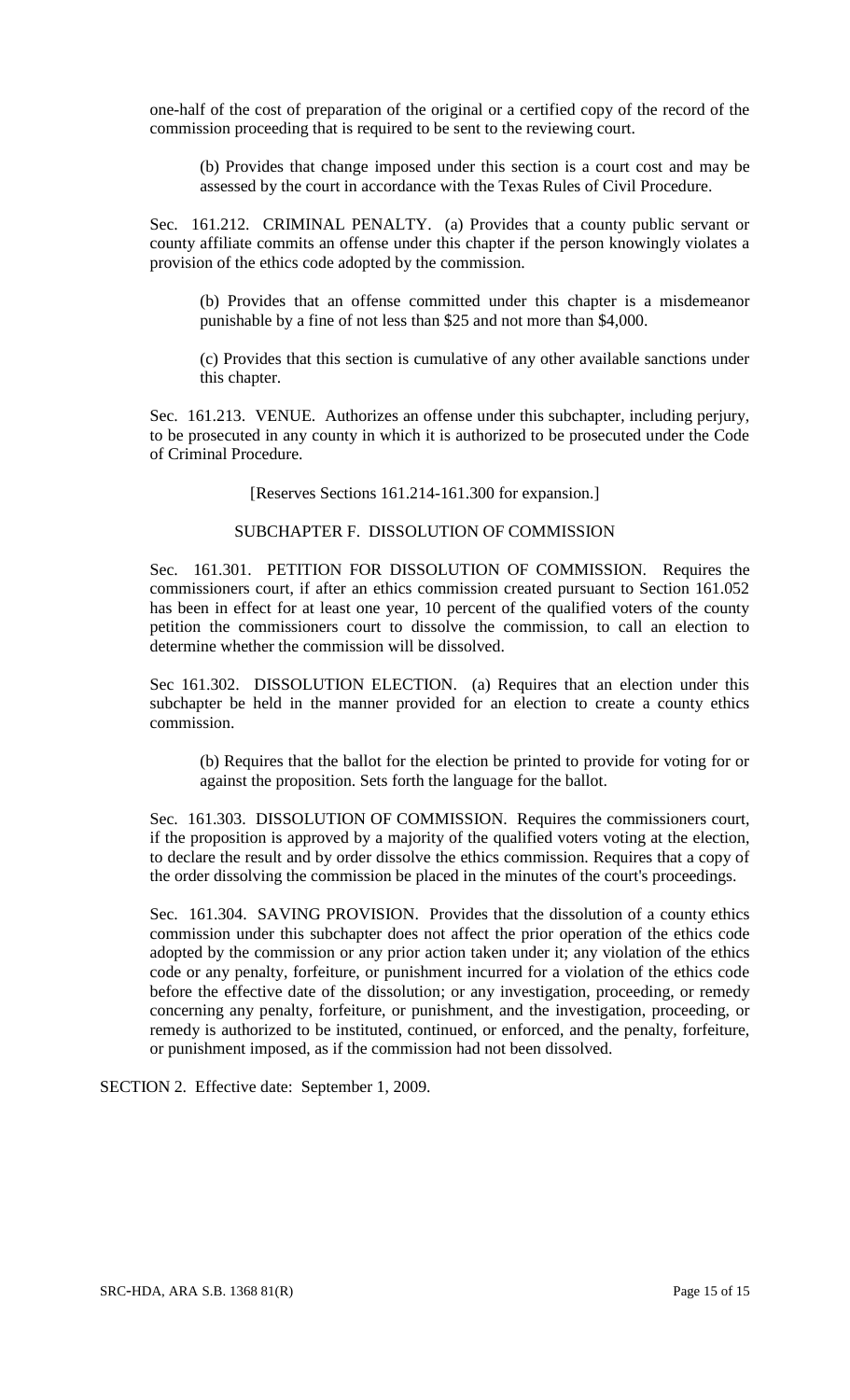one-half of the cost of preparation of the original or a certified copy of the record of the commission proceeding that is required to be sent to the reviewing court.

(b) Provides that change imposed under this section is a court cost and may be assessed by the court in accordance with the Texas Rules of Civil Procedure.

Sec. 161.212. CRIMINAL PENALTY. (a) Provides that a county public servant or county affiliate commits an offense under this chapter if the person knowingly violates a provision of the ethics code adopted by the commission.

(b) Provides that an offense committed under this chapter is a misdemeanor punishable by a fine of not less than $25 and not more than $4,000.

(c) Provides that this section is cumulative of any other available sanctions under this chapter.

Sec. 161.213. VENUE. Authorizes an offense under this subchapter, including perjury, to be prosecuted in any county in which it is authorized to be prosecuted under the Code of Criminal Procedure.

[Reserves Sections 161.214-161.300 for expansion.]

SUBCHAPTER F. DISSOLUTION OF COMMISSION

Sec. 161.301. PETITION FOR DISSOLUTION OF COMMISSION. Requires the commissioners court, if after an ethics commission created pursuant to Section 161.052 has been in effect for at least one year, 10 percent of the qualified voters of the county petition the commissioners court to dissolve the commission, to call an election to determine whether the commission will be dissolved.

Sec 161.302. DISSOLUTION ELECTION. (a) Requires that an election under this subchapter be held in the manner provided for an election to create a county ethics commission.

(b) Requires that the ballot for the election be printed to provide for voting for or against the proposition. Sets forth the language for the ballot.

Sec. 161.303. DISSOLUTION OF COMMISSION. Requires the commissioners court, if the proposition is approved by a majority of the qualified voters voting at the election, to declare the result and by order dissolve the ethics commission. Requires that a copy of the order dissolving the commission be placed in the minutes of the court's proceedings.

Sec. 161.304. SAVING PROVISION. Provides that the dissolution of a county ethics commission under this subchapter does not affect the prior operation of the ethics code adopted by the commission or any prior action taken under it; any violation of the ethics code or any penalty, forfeiture, or punishment incurred for a violation of the ethics code before the effective date of the dissolution; or any investigation, proceeding, or remedy concerning any penalty, forfeiture, or punishment, and the investigation, proceeding, or remedy is authorized to be instituted, continued, or enforced, and the penalty, forfeiture, or punishment imposed, as if the commission had not been dissolved.

SECTION 2. Effective date: September 1, 2009.